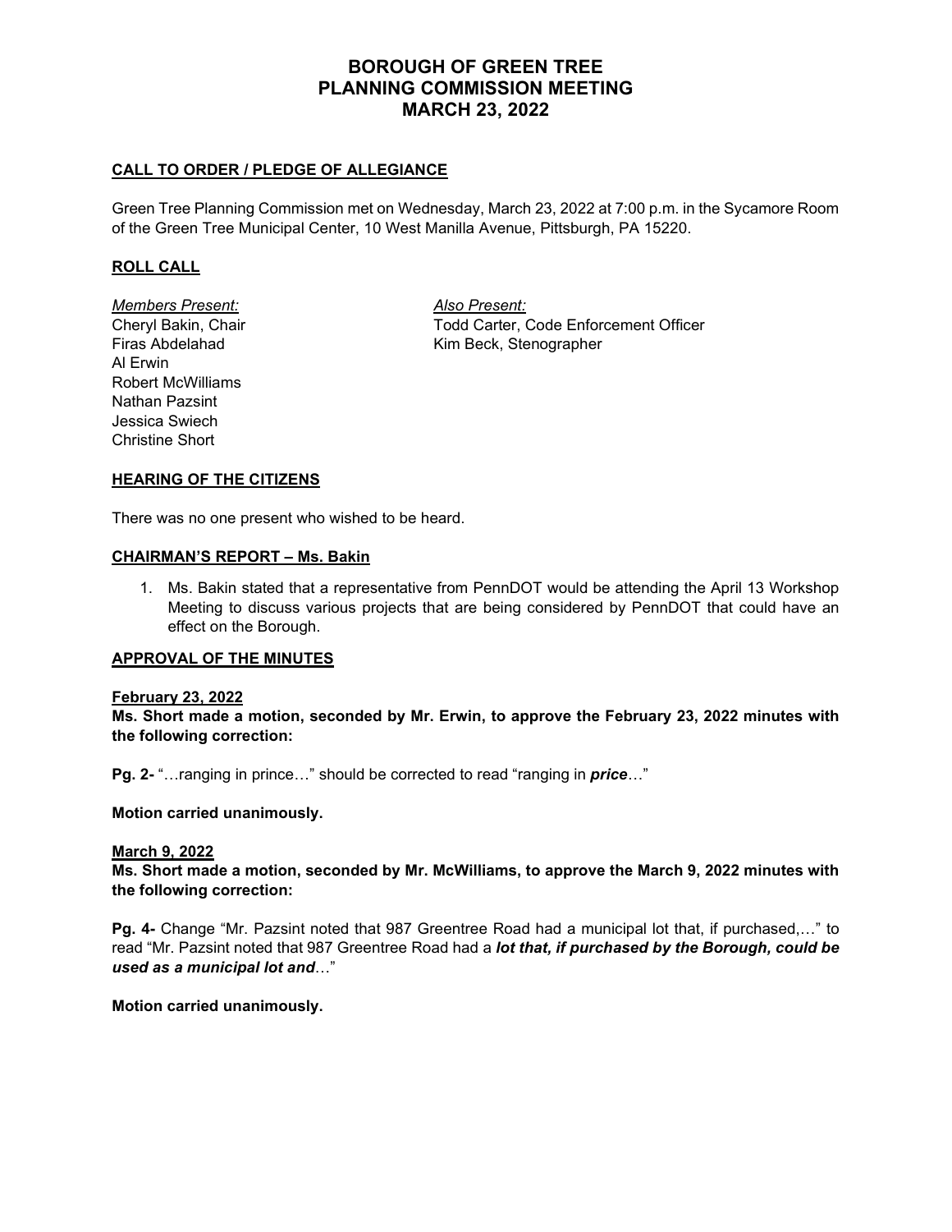# BOROUGH OF GREEN TREE
# PLANNING COMMISSION MEETING
# MARCH 23, 2022

## CALL TO ORDER / PLEDGE OF ALLEGIANCE

Green Tree Planning Commission met on Wednesday, March 23, 2022 at 7:00 p.m. in the Sycamore Room of the Green Tree Municipal Center, 10 West Manilla Avenue, Pittsburgh, PA 15220.

## ROLL CALL

*Members Present:*
Cheryl Bakin, Chair
Firas Abdelahad
Al Erwin
Robert McWilliams
Nathan Pazsint
Jessica Swiech
Christine Short

*Also Present:*
Todd Carter, Code Enforcement Officer
Kim Beck, Stenographer

## HEARING OF THE CITIZENS

There was no one present who wished to be heard.

## CHAIRMAN'S REPORT – Ms. Bakin

1. Ms. Bakin stated that a representative from PennDOT would be attending the April 13 Workshop Meeting to discuss various projects that are being considered by PennDOT that could have an effect on the Borough.

## APPROVAL OF THE MINUTES

### February 23, 2022

**Ms. Short made a motion, seconded by Mr. Erwin, to approve the February 23, 2022 minutes with the following correction:**

**Pg. 2-** "…ranging in prince…" should be corrected to read "ranging in ***price***…"

**Motion carried unanimously.**

### March 9, 2022

**Ms. Short made a motion, seconded by Mr. McWilliams, to approve the March 9, 2022 minutes with the following correction:**

**Pg. 4-** Change "Mr. Pazsint noted that 987 Greentree Road had a municipal lot that, if purchased,…" to read "Mr. Pazsint noted that 987 Greentree Road had a ***lot that, if purchased by the Borough, could be used as a municipal lot and***…"

**Motion carried unanimously.**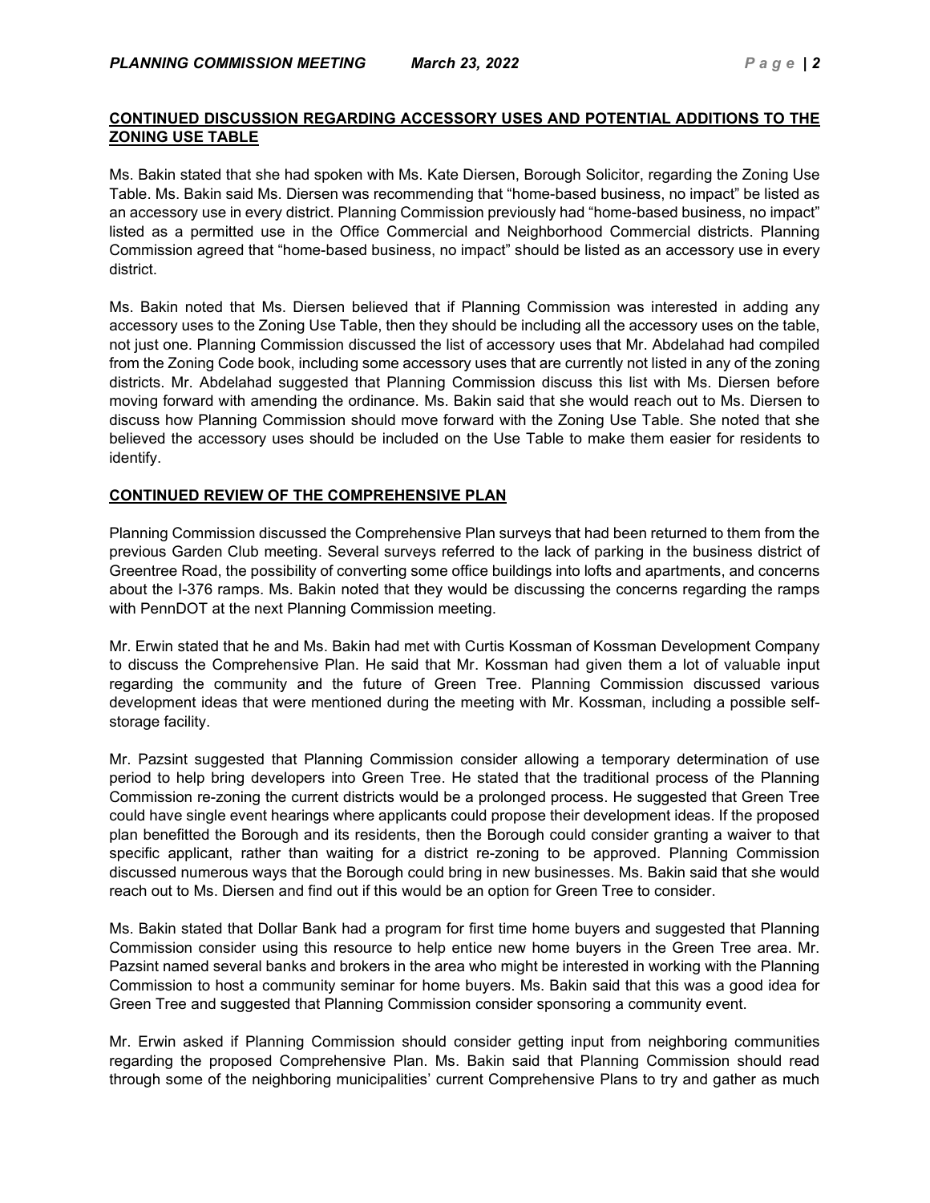**CONTINUED DISCUSSION REGARDING ACCESSORY USES AND POTENTIAL ADDITIONS TO THE ZONING USE TABLE**

Ms. Bakin stated that she had spoken with Ms. Kate Diersen, Borough Solicitor, regarding the Zoning Use Table. Ms. Bakin said Ms. Diersen was recommending that "home-based business, no impact" be listed as an accessory use in every district. Planning Commission previously had "home-based business, no impact" listed as a permitted use in the Office Commercial and Neighborhood Commercial districts. Planning Commission agreed that "home-based business, no impact" should be listed as an accessory use in every district.

Ms. Bakin noted that Ms. Diersen believed that if Planning Commission was interested in adding any accessory uses to the Zoning Use Table, then they should be including all the accessory uses on the table, not just one. Planning Commission discussed the list of accessory uses that Mr. Abdelahad had compiled from the Zoning Code book, including some accessory uses that are currently not listed in any of the zoning districts. Mr. Abdelahad suggested that Planning Commission discuss this list with Ms. Diersen before moving forward with amending the ordinance. Ms. Bakin said that she would reach out to Ms. Diersen to discuss how Planning Commission should move forward with the Zoning Use Table. She noted that she believed the accessory uses should be included on the Use Table to make them easier for residents to identify.

**CONTINUED REVIEW OF THE COMPREHENSIVE PLAN**

Planning Commission discussed the Comprehensive Plan surveys that had been returned to them from the previous Garden Club meeting. Several surveys referred to the lack of parking in the business district of Greentree Road, the possibility of converting some office buildings into lofts and apartments, and concerns about the I-376 ramps. Ms. Bakin noted that they would be discussing the concerns regarding the ramps with PennDOT at the next Planning Commission meeting.

Mr. Erwin stated that he and Ms. Bakin had met with Curtis Kossman of Kossman Development Company to discuss the Comprehensive Plan. He said that Mr. Kossman had given them a lot of valuable input regarding the community and the future of Green Tree. Planning Commission discussed various development ideas that were mentioned during the meeting with Mr. Kossman, including a possible self-storage facility.

Mr. Pazsint suggested that Planning Commission consider allowing a temporary determination of use period to help bring developers into Green Tree. He stated that the traditional process of the Planning Commission re-zoning the current districts would be a prolonged process. He suggested that Green Tree could have single event hearings where applicants could propose their development ideas. If the proposed plan benefitted the Borough and its residents, then the Borough could consider granting a waiver to that specific applicant, rather than waiting for a district re-zoning to be approved. Planning Commission discussed numerous ways that the Borough could bring in new businesses. Ms. Bakin said that she would reach out to Ms. Diersen and find out if this would be an option for Green Tree to consider.

Ms. Bakin stated that Dollar Bank had a program for first time home buyers and suggested that Planning Commission consider using this resource to help entice new home buyers in the Green Tree area. Mr. Pazsint named several banks and brokers in the area who might be interested in working with the Planning Commission to host a community seminar for home buyers. Ms. Bakin said that this was a good idea for Green Tree and suggested that Planning Commission consider sponsoring a community event.

Mr. Erwin asked if Planning Commission should consider getting input from neighboring communities regarding the proposed Comprehensive Plan. Ms. Bakin said that Planning Commission should read through some of the neighboring municipalities' current Comprehensive Plans to try and gather as much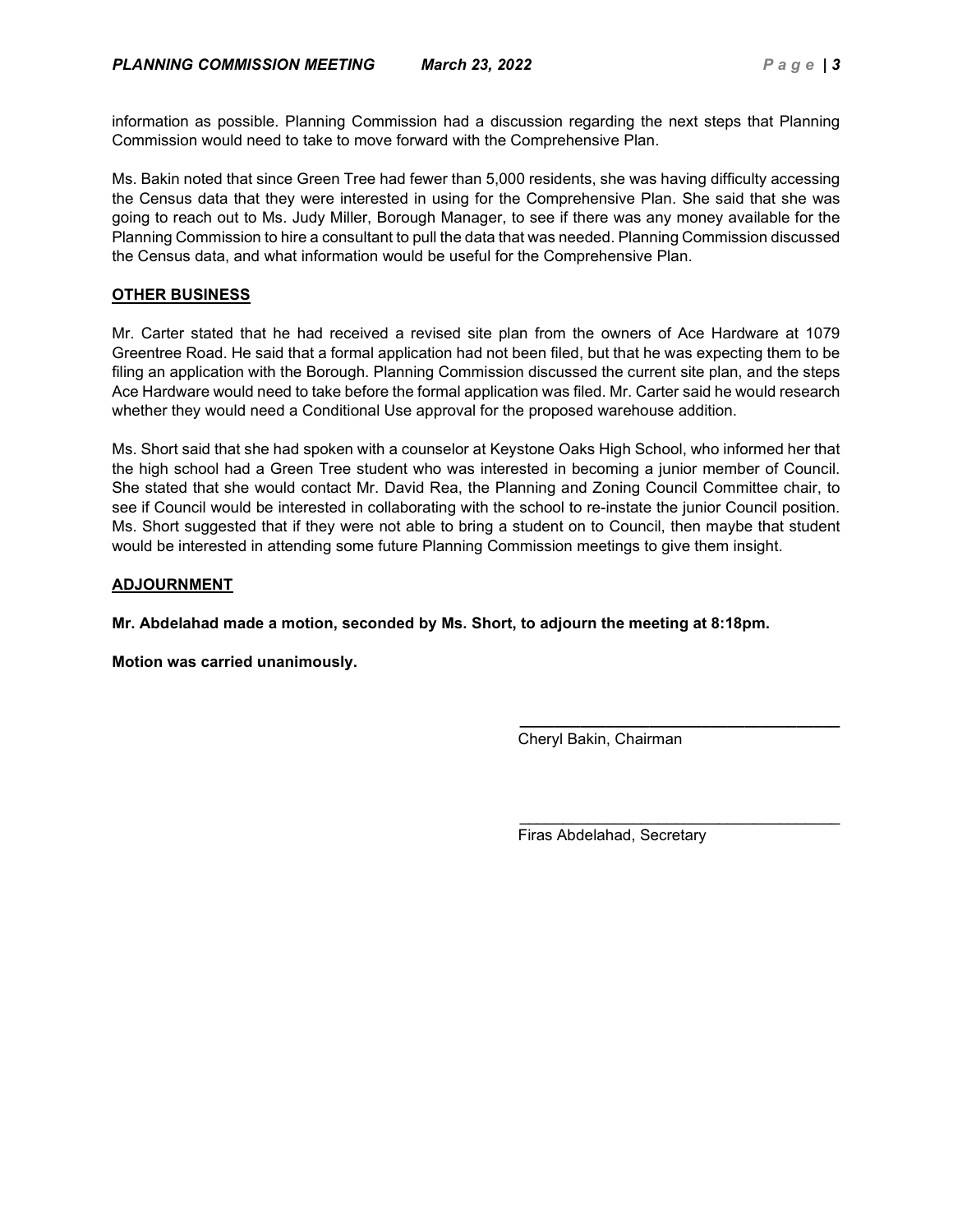information as possible. Planning Commission had a discussion regarding the next steps that Planning Commission would need to take to move forward with the Comprehensive Plan.

Ms. Bakin noted that since Green Tree had fewer than 5,000 residents, she was having difficulty accessing the Census data that they were interested in using for the Comprehensive Plan. She said that she was going to reach out to Ms. Judy Miller, Borough Manager, to see if there was any money available for the Planning Commission to hire a consultant to pull the data that was needed. Planning Commission discussed the Census data, and what information would be useful for the Comprehensive Plan.

**OTHER BUSINESS**

Mr. Carter stated that he had received a revised site plan from the owners of Ace Hardware at 1079 Greentree Road. He said that a formal application had not been filed, but that he was expecting them to be filing an application with the Borough. Planning Commission discussed the current site plan, and the steps Ace Hardware would need to take before the formal application was filed. Mr. Carter said he would research whether they would need a Conditional Use approval for the proposed warehouse addition.

Ms. Short said that she had spoken with a counselor at Keystone Oaks High School, who informed her that the high school had a Green Tree student who was interested in becoming a junior member of Council. She stated that she would contact Mr. David Rea, the Planning and Zoning Council Committee chair, to see if Council would be interested in collaborating with the school to re-instate the junior Council position. Ms. Short suggested that if they were not able to bring a student on to Council, then maybe that student would be interested in attending some future Planning Commission meetings to give them insight.

**ADJOURNMENT**

**Mr. Abdelahad made a motion, seconded by Ms. Short, to adjourn the meeting at 8:18pm.**

**Motion was carried unanimously.**

______________________________
Cheryl Bakin, Chairman

______________________________
Firas Abdelahad, Secretary